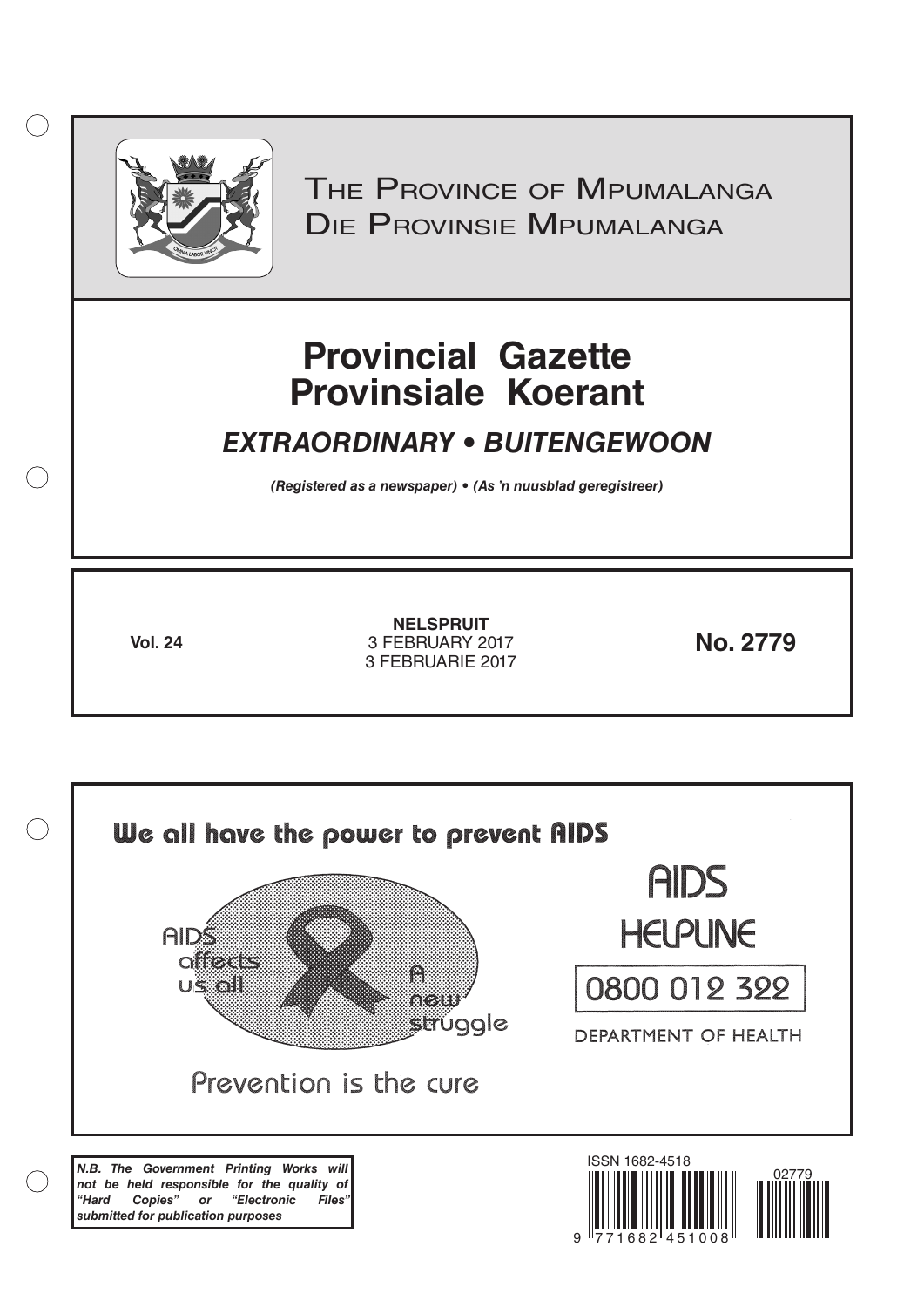# The Province of Mpumalanga
# Die Provinsie Mpumalanga

# Provincial Gazette
# Provinsiale Koerant

## *EXTRAORDINARY • BUITENGEWOON*

***(Registered as a newspaper) • (As 'n nuusblad geregistreer)***

| **Vol. 24** | **NELSPRUIT**<br>3 FEBRUARY 2017<br>3 FEBRUARIE 2017 | **No. 2779** |
|---|---|---|

**We all have the power to prevent AIDS**

AIDS affects us all

A new struggle

Prevention is the cure

AIDS HELPLINE

0800 012 322

DEPARTMENT OF HEALTH

***N.B. The Government Printing Works will not be held responsible for the quality of "Hard Copies" or "Electronic Files" submitted for publication purposes***

ISSN 1682-4518

02779

9 771682 451008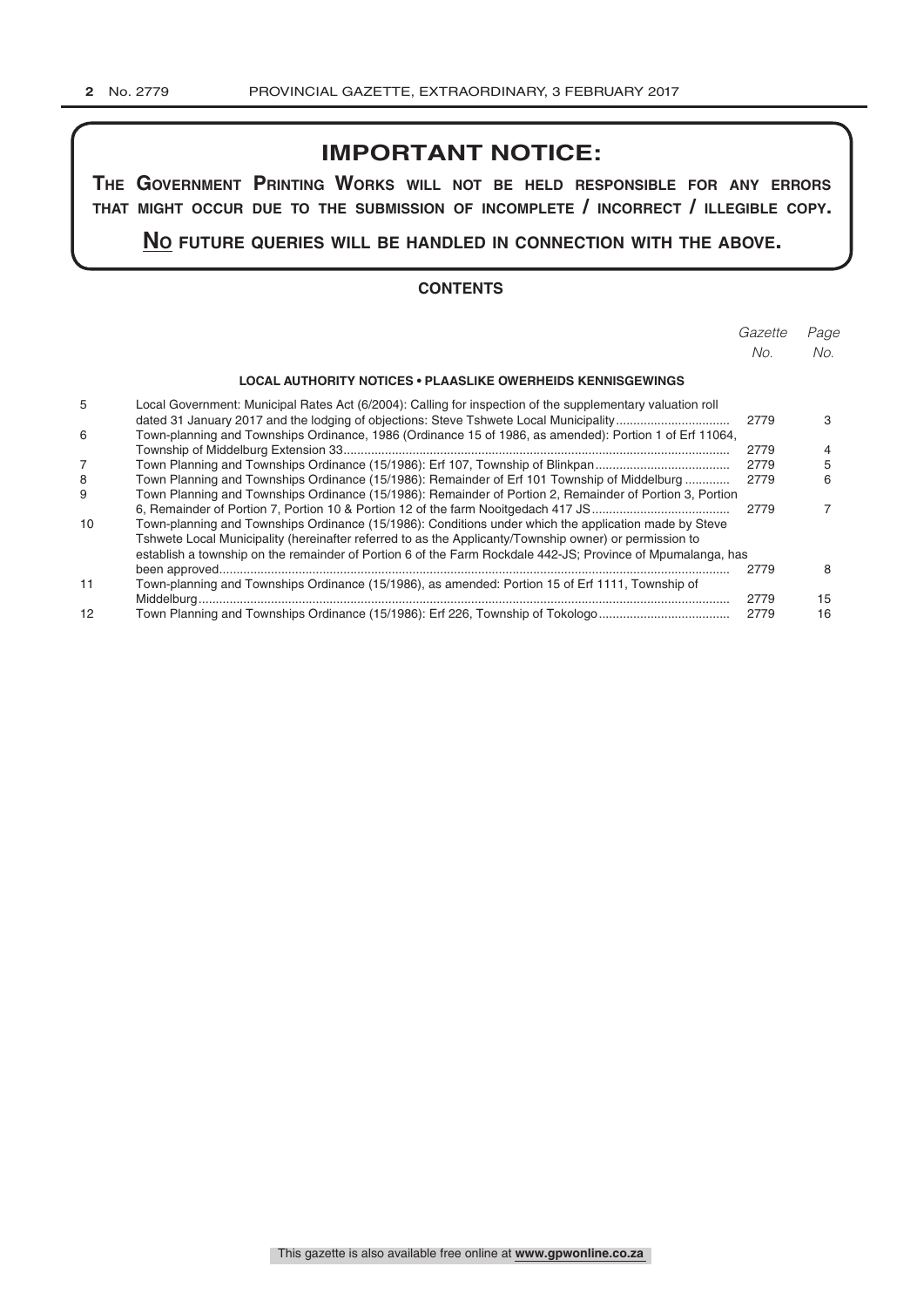# IMPORTANT NOTICE:

**THE GOVERNMENT PRINTING WORKS WILL NOT BE HELD RESPONSIBLE FOR ANY ERRORS THAT MIGHT OCCUR DUE TO THE SUBMISSION OF INCOMPLETE / INCORRECT / ILLEGIBLE COPY.**

**NO FUTURE QUERIES WILL BE HANDLED IN CONNECTION WITH THE ABOVE.**

## CONTENTS

| | | *Gazette No.* | *Page No.* |
|---|---|---|---|
| | **LOCAL AUTHORITY NOTICES • PLAASLIKE OWERHEIDS KENNISGEWINGS** | | |
| 5 | Local Government: Municipal Rates Act (6/2004): Calling for inspection of the supplementary valuation roll dated 31 January 2017 and the lodging of objections: Steve Tshwete Local Municipality | 2779 | 3 |
| 6 | Town-planning and Townships Ordinance, 1986 (Ordinance 15 of 1986, as amended): Portion 1 of Erf 11064, Township of Middelburg Extension 33 | 2779 | 4 |
| 7 | Town Planning and Townships Ordinance (15/1986): Erf 107, Township of Blinkpan | 2779 | 5 |
| 8 | Town Planning and Townships Ordinance (15/1986): Remainder of Erf 101 Township of Middelburg | 2779 | 6 |
| 9 | Town Planning and Townships Ordinance (15/1986): Remainder of Portion 2, Remainder of Portion 3, Portion 6, Remainder of Portion 7, Portion 10 & Portion 12 of the farm Nooitgedach 417 JS | 2779 | 7 |
| 10 | Town-planning and Townships Ordinance (15/1986): Conditions under which the application made by Steve Tshwete Local Municipality (hereinafter referred to as the Applicanty/Township owner) or permission to establish a township on the remainder of Portion 6 of the Farm Rockdale 442-JS; Province of Mpumalanga, has been approved | 2779 | 8 |
| 11 | Town-planning and Townships Ordinance (15/1986), as amended: Portion 15 of Erf 1111, Township of Middelburg | 2779 | 15 |
| 12 | Town Planning and Townships Ordinance (15/1986): Erf 226, Township of Tokologo | 2779 | 16 |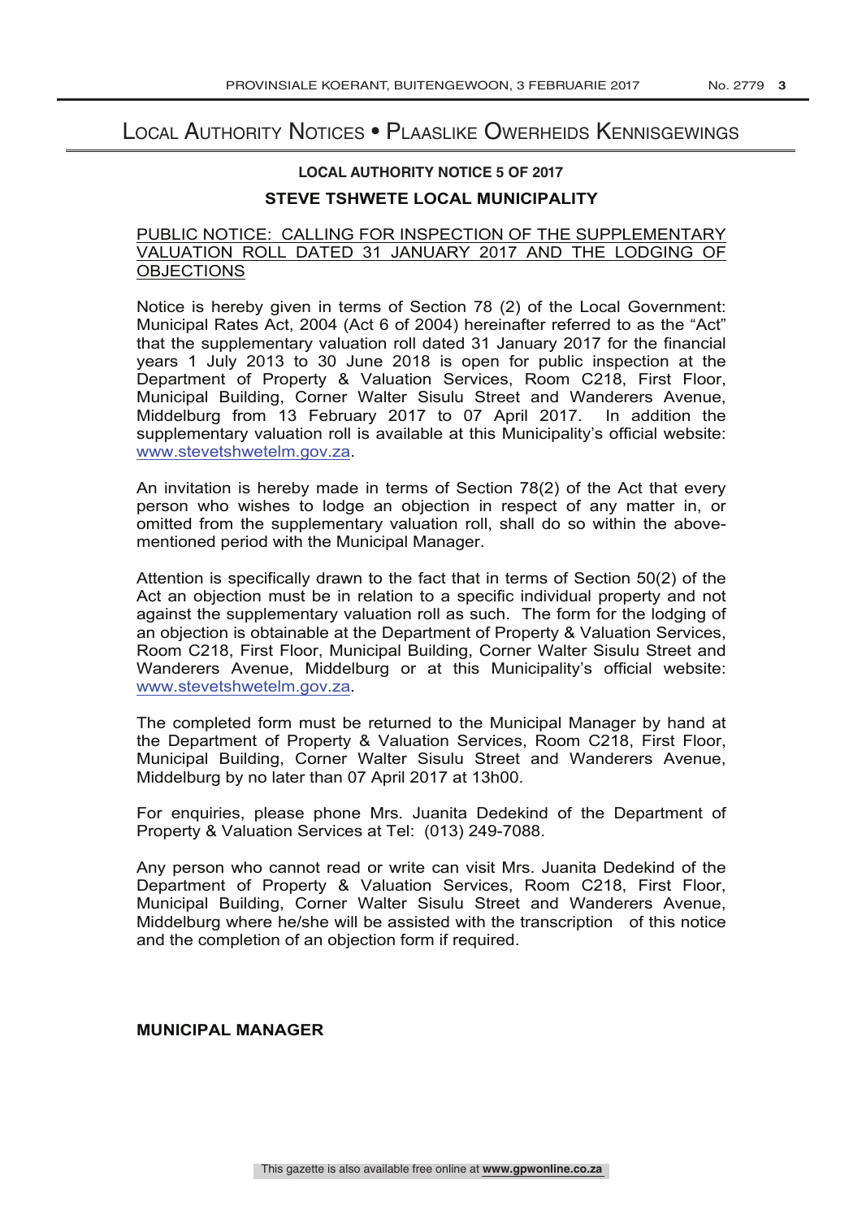# Local Authority Notices • Plaaslike Owerheids Kennisgewings

**LOCAL AUTHORITY NOTICE 5 OF 2017**

## STEVE TSHWETE LOCAL MUNICIPALITY

PUBLIC NOTICE: CALLING FOR INSPECTION OF THE SUPPLEMENTARY VALUATION ROLL DATED 31 JANUARY 2017 AND THE LODGING OF OBJECTIONS

Notice is hereby given in terms of Section 78 (2) of the Local Government: Municipal Rates Act, 2004 (Act 6 of 2004) hereinafter referred to as the "Act" that the supplementary valuation roll dated 31 January 2017 for the financial years 1 July 2013 to 30 June 2018 is open for public inspection at the Department of Property & Valuation Services, Room C218, First Floor, Municipal Building, Corner Walter Sisulu Street and Wanderers Avenue, Middelburg from 13 February 2017 to 07 April 2017. In addition the supplementary valuation roll is available at this Municipality's official website: www.stevetshwetelm.gov.za.

An invitation is hereby made in terms of Section 78(2) of the Act that every person who wishes to lodge an objection in respect of any matter in, or omitted from the supplementary valuation roll, shall do so within the above-mentioned period with the Municipal Manager.

Attention is specifically drawn to the fact that in terms of Section 50(2) of the Act an objection must be in relation to a specific individual property and not against the supplementary valuation roll as such. The form for the lodging of an objection is obtainable at the Department of Property & Valuation Services, Room C218, First Floor, Municipal Building, Corner Walter Sisulu Street and Wanderers Avenue, Middelburg or at this Municipality's official website: www.stevetshwetelm.gov.za.

The completed form must be returned to the Municipal Manager by hand at the Department of Property & Valuation Services, Room C218, First Floor, Municipal Building, Corner Walter Sisulu Street and Wanderers Avenue, Middelburg by no later than 07 April 2017 at 13h00.

For enquiries, please phone Mrs. Juanita Dedekind of the Department of Property & Valuation Services at Tel: (013) 249-7088.

Any person who cannot read or write can visit Mrs. Juanita Dedekind of the Department of Property & Valuation Services, Room C218, First Floor, Municipal Building, Corner Walter Sisulu Street and Wanderers Avenue, Middelburg where he/she will be assisted with the transcription of this notice and the completion of an objection form if required.

**MUNICIPAL MANAGER**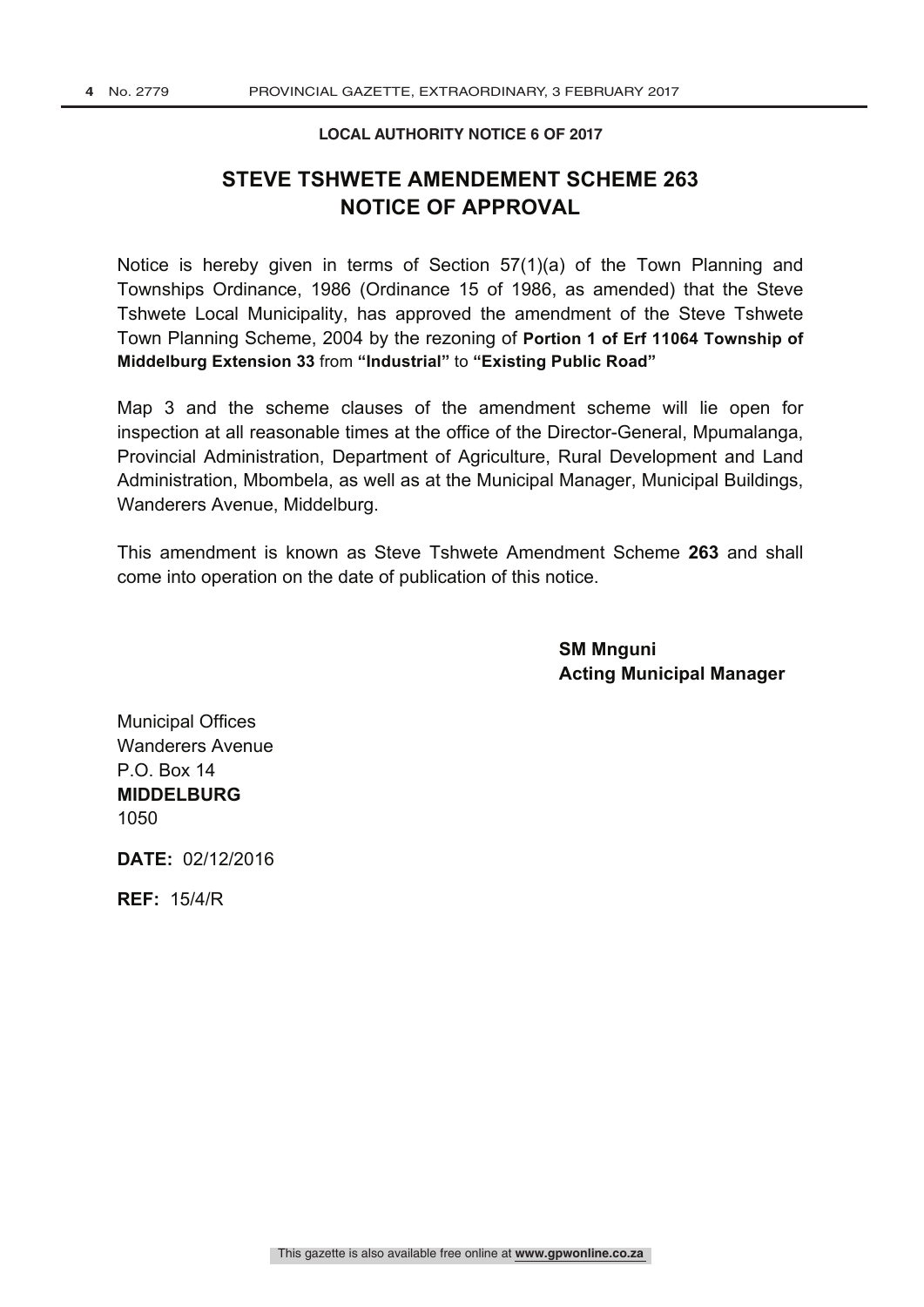**LOCAL AUTHORITY NOTICE 6 OF 2017**

## STEVE TSHWETE AMENDEMENT SCHEME 263
## NOTICE OF APPROVAL

Notice is hereby given in terms of Section 57(1)(a) of the Town Planning and Townships Ordinance, 1986 (Ordinance 15 of 1986, as amended) that the Steve Tshwete Local Municipality, has approved the amendment of the Steve Tshwete Town Planning Scheme, 2004 by the rezoning of **Portion 1 of Erf 11064 Township of Middelburg Extension 33** from **"Industrial"** to **"Existing Public Road"**

Map 3 and the scheme clauses of the amendment scheme will lie open for inspection at all reasonable times at the office of the Director-General, Mpumalanga, Provincial Administration, Department of Agriculture, Rural Development and Land Administration, Mbombela, as well as at the Municipal Manager, Municipal Buildings, Wanderers Avenue, Middelburg.

This amendment is known as Steve Tshwete Amendment Scheme **263** and shall come into operation on the date of publication of this notice.

**SM Mnguni**
**Acting Municipal Manager**

Municipal Offices
Wanderers Avenue
P.O. Box 14
**MIDDELBURG**
1050

**DATE:** 02/12/2016

**REF:** 15/4/R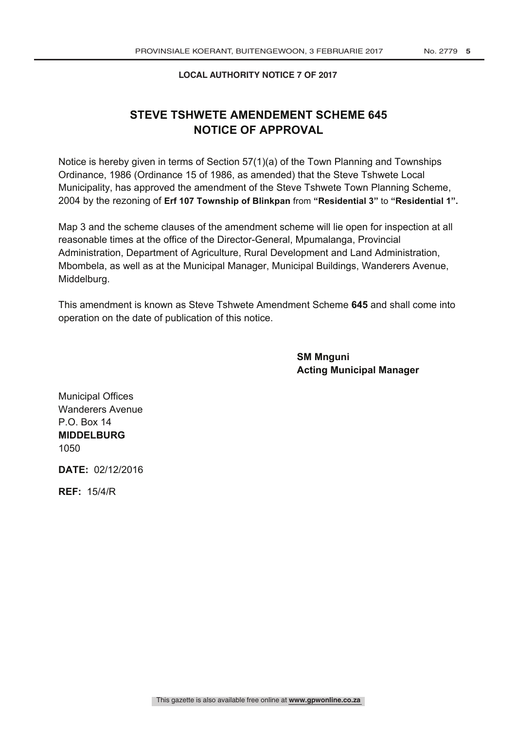**LOCAL AUTHORITY NOTICE 7 OF 2017**

# STEVE TSHWETE AMENDEMENT SCHEME 645
# NOTICE OF APPROVAL

Notice is hereby given in terms of Section 57(1)(a) of the Town Planning and Townships Ordinance, 1986 (Ordinance 15 of 1986, as amended) that the Steve Tshwete Local Municipality, has approved the amendment of the Steve Tshwete Town Planning Scheme, 2004 by the rezoning of **Erf 107 Township of Blinkpan** from **"Residential 3"** to **"Residential 1".**

Map 3 and the scheme clauses of the amendment scheme will lie open for inspection at all reasonable times at the office of the Director-General, Mpumalanga, Provincial Administration, Department of Agriculture, Rural Development and Land Administration, Mbombela, as well as at the Municipal Manager, Municipal Buildings, Wanderers Avenue, Middelburg.

This amendment is known as Steve Tshwete Amendment Scheme **645** and shall come into operation on the date of publication of this notice.

**SM Mnguni**
**Acting Municipal Manager**

Municipal Offices
Wanderers Avenue
P.O. Box 14
**MIDDELBURG**
1050

**DATE:** 02/12/2016

**REF:** 15/4/R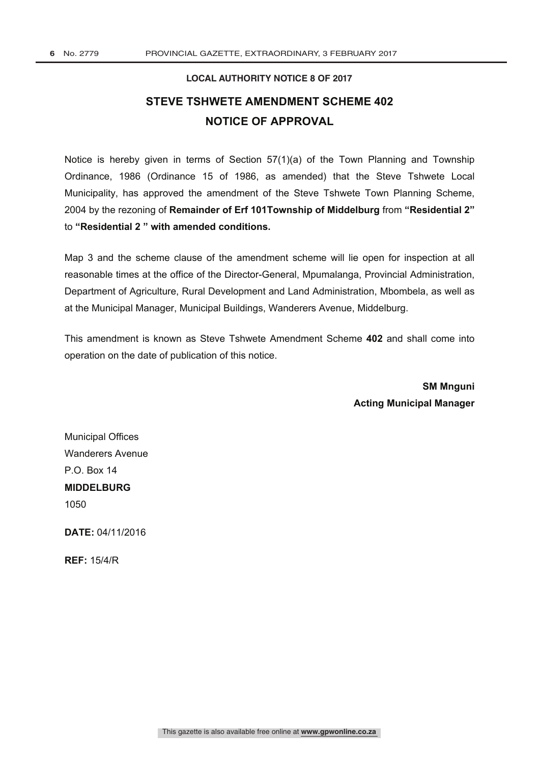**LOCAL AUTHORITY NOTICE 8 OF 2017**

## STEVE TSHWETE AMENDMENT SCHEME 402

## NOTICE OF APPROVAL

Notice is hereby given in terms of Section 57(1)(a) of the Town Planning and Township Ordinance, 1986 (Ordinance 15 of 1986, as amended) that the Steve Tshwete Local Municipality, has approved the amendment of the Steve Tshwete Town Planning Scheme, 2004 by the rezoning of **Remainder of Erf 101Township of Middelburg** from **"Residential 2"** to **"Residential 2 " with amended conditions.**

Map 3 and the scheme clause of the amendment scheme will lie open for inspection at all reasonable times at the office of the Director-General, Mpumalanga, Provincial Administration, Department of Agriculture, Rural Development and Land Administration, Mbombela, as well as at the Municipal Manager, Municipal Buildings, Wanderers Avenue, Middelburg.

This amendment is known as Steve Tshwete Amendment Scheme **402** and shall come into operation on the date of publication of this notice.

**SM Mnguni**
**Acting Municipal Manager**

Municipal Offices
Wanderers Avenue
P.O. Box 14
**MIDDELBURG**
1050

**DATE:** 04/11/2016

**REF:** 15/4/R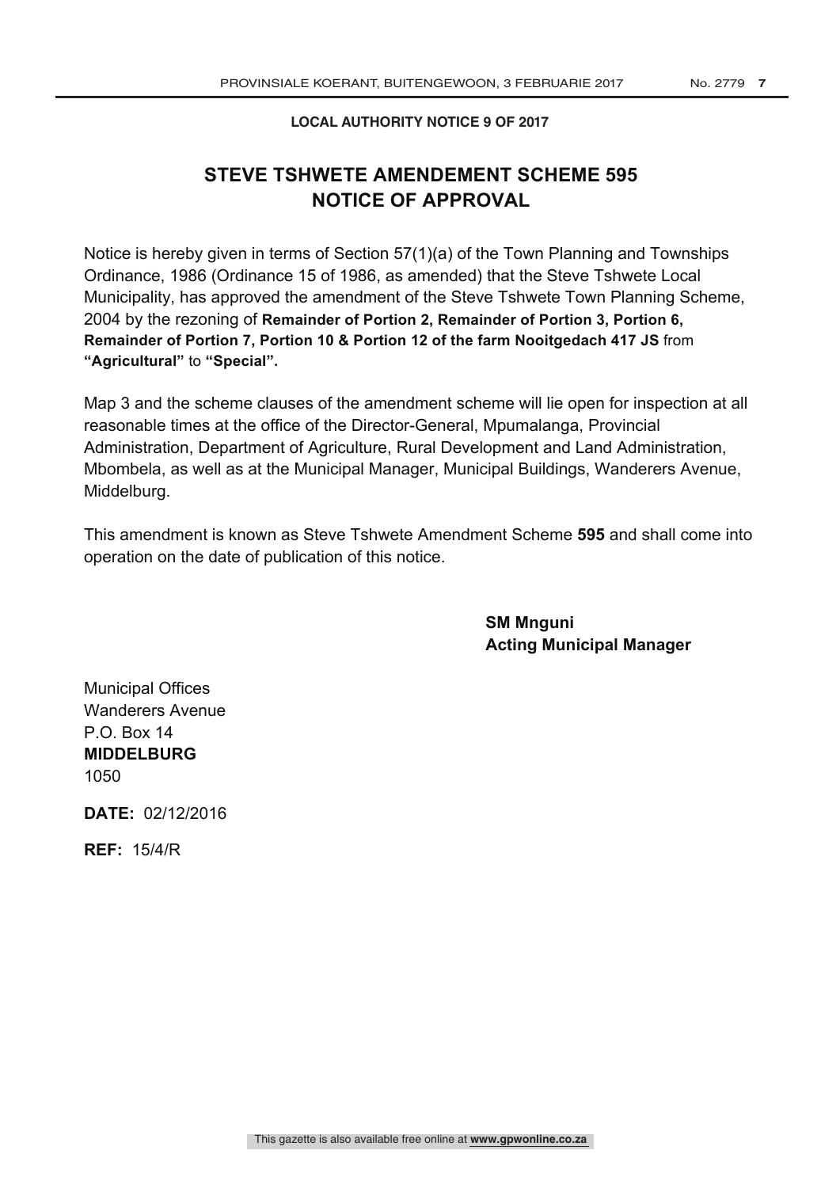**LOCAL AUTHORITY NOTICE 9 OF 2017**

## STEVE TSHWETE AMENDEMENT SCHEME 595
## NOTICE OF APPROVAL

Notice is hereby given in terms of Section 57(1)(a) of the Town Planning and Townships Ordinance, 1986 (Ordinance 15 of 1986, as amended) that the Steve Tshwete Local Municipality, has approved the amendment of the Steve Tshwete Town Planning Scheme, 2004 by the rezoning of **Remainder of Portion 2, Remainder of Portion 3, Portion 6, Remainder of Portion 7, Portion 10 & Portion 12 of the farm Nooitgedach 417 JS** from **"Agricultural"** to **"Special".**

Map 3 and the scheme clauses of the amendment scheme will lie open for inspection at all reasonable times at the office of the Director-General, Mpumalanga, Provincial Administration, Department of Agriculture, Rural Development and Land Administration, Mbombela, as well as at the Municipal Manager, Municipal Buildings, Wanderers Avenue, Middelburg.

This amendment is known as Steve Tshwete Amendment Scheme **595** and shall come into operation on the date of publication of this notice.

**SM Mnguni**
**Acting Municipal Manager**

Municipal Offices
Wanderers Avenue
P.O. Box 14
**MIDDELBURG**
1050

**DATE:** 02/12/2016

**REF:** 15/4/R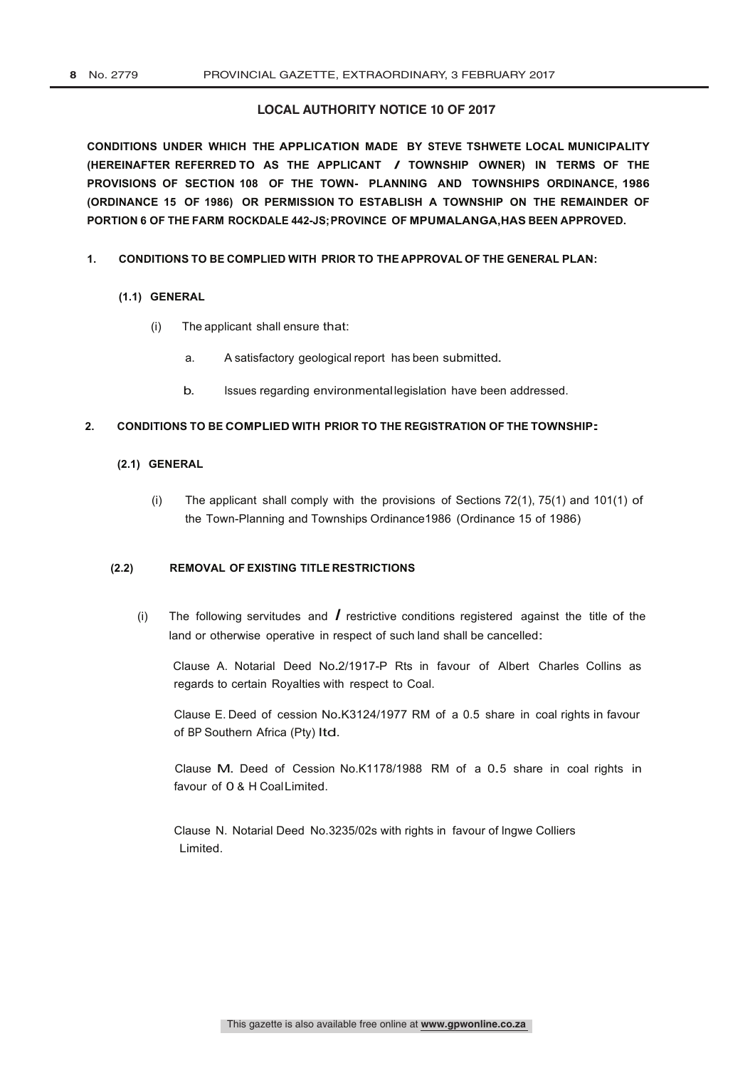## LOCAL AUTHORITY NOTICE 10 OF 2017

**CONDITIONS UNDER WHICH THE APPLICATION MADE BY STEVE TSHWETE LOCAL MUNICIPALITY (HEREINAFTER REFERRED TO AS THE APPLICANT / TOWNSHIP OWNER) IN TERMS OF THE PROVISIONS OF SECTION 108 OF THE TOWN- PLANNING AND TOWNSHIPS ORDINANCE, 1986 (ORDINANCE 15 OF 1986) OR PERMISSION TO ESTABLISH A TOWNSHIP ON THE REMAINDER OF PORTION 6 OF THE FARM ROCKDALE 442-JS; PROVINCE OF MPUMALANGA, HAS BEEN APPROVED.**

**1. CONDITIONS TO BE COMPLIED WITH PRIOR TO THE APPROVAL OF THE GENERAL PLAN:**

**(1.1) GENERAL**

(i) The applicant shall ensure that:

a. A satisfactory geological report has been submitted.

b. Issues regarding environmental legislation have been addressed.

**2. CONDITIONS TO BE COMPLIED WITH PRIOR TO THE REGISTRATION OF THE TOWNSHIP:**

**(2.1) GENERAL**

(i) The applicant shall comply with the provisions of Sections 72(1), 75(1) and 101(1) of the Town-Planning and Townships Ordinance1986 (Ordinance 15 of 1986)

**(2.2) REMOVAL OF EXISTING TITLE RESTRICTIONS**

(i) The following servitudes and / restrictive conditions registered against the title of the land or otherwise operative in respect of such land shall be cancelled:

Clause A. Notarial Deed No.2/1917-P Rts in favour of Albert Charles Collins as regards to certain Royalties with respect to Coal.

Clause E. Deed of cession No.K3124/1977 RM of a 0.5 share in coal rights in favour of BP Southern Africa (Pty) ltd.

Clause M. Deed of Cession No.K1178/1988 RM of a 0.5 share in coal rights in favour of O & H Coal Limited.

Clause N. Notarial Deed No.3235/02s with rights in favour of Ingwe Colliers Limited.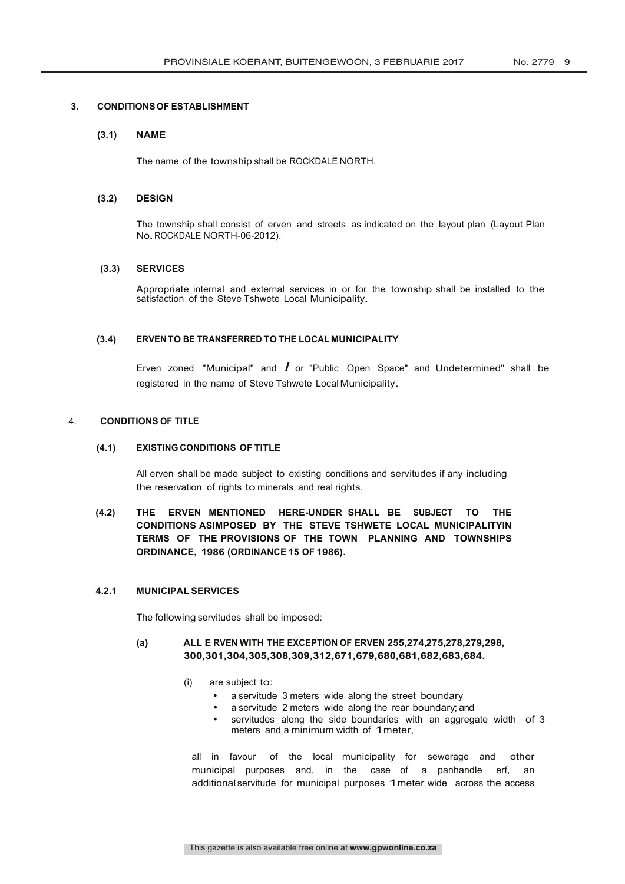## 3. CONDITIONS OF ESTABLISHMENT

### (3.1) NAME

The name of the township shall be ROCKDALE NORTH.

### (3.2) DESIGN

The township shall consist of erven and streets as indicated on the layout plan (Layout Plan No. ROCKDALE NORTH-06-2012).

### (3.3) SERVICES

Appropriate internal and external services in or for the township shall be installed to the satisfaction of the Steve Tshwete Local Municipality.

### (3.4) ERVEN TO BE TRANSFERRED TO THE LOCAL MUNICIPALITY

Erven zoned "Municipal" and / or "Public Open Space" and Undetermined" shall be registered in the name of Steve Tshwete Local Municipality.

## 4. CONDITIONS OF TITLE

### (4.1) EXISTING CONDITIONS OF TITLE

All erven shall be made subject to existing conditions and servitudes if any including the reservation of rights to minerals and real rights.

### (4.2) THE ERVEN MENTIONED HERE-UNDER SHALL BE SUBJECT TO THE CONDITIONS ASIMPOSED BY THE STEVE TSHWETE LOCAL MUNICIPALITYIN TERMS OF THE PROVISIONS OF THE TOWN PLANNING AND TOWNSHIPS ORDINANCE, 1986 (ORDINANCE 15 OF 1986).

#### 4.2.1 MUNICIPAL SERVICES

The following servitudes shall be imposed:

**(a) ALL E RVEN WITH THE EXCEPTION OF ERVEN 255,274,275,278,279,298, 300,301,304,305,308,309,312,671,679,680,681,682,683,684.**

(i) are subject to:

- a servitude 3 meters wide along the street boundary
- a servitude 2 meters wide along the rear boundary; and
- servitudes along the side boundaries with an aggregate width of 3 meters and a minimum width of 1 meter,

all in favour of the local municipality for sewerage and other municipal purposes and, in the case of a panhandle erf, an additional servitude for municipal purposes 1 meter wide across the access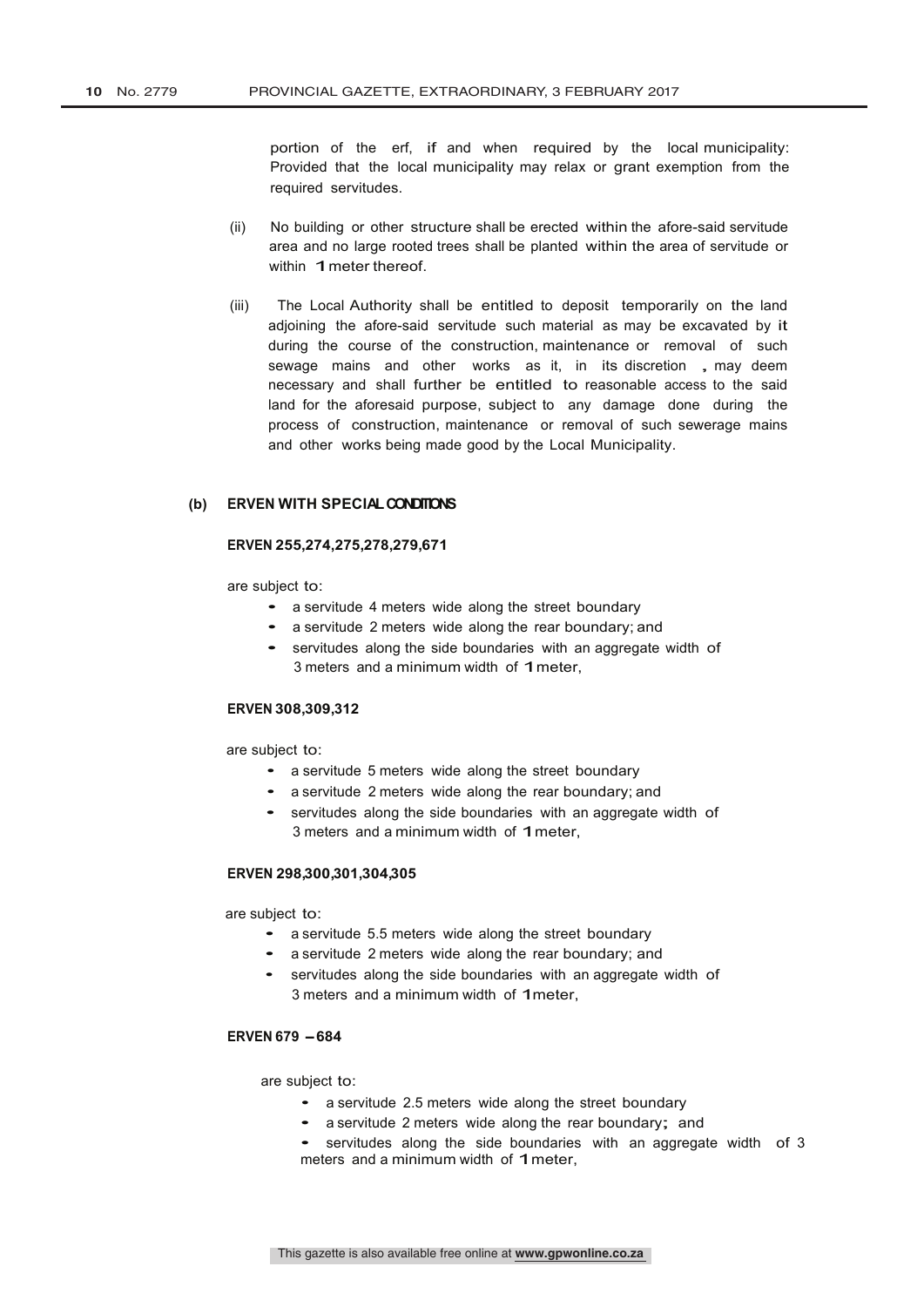portion of the erf, if and when required by the local municipality: Provided that the local municipality may relax or grant exemption from the required servitudes.

(ii) No building or other structure shall be erected within the afore-said servitude area and no large rooted trees shall be planted within the area of servitude or within 1 meter thereof.

(iii) The Local Authority shall be entitled to deposit temporarily on the land adjoining the afore-said servitude such material as may be excavated by it during the course of the construction, maintenance or removal of such sewage mains and other works as it, in its discretion , may deem necessary and shall further be entitled to reasonable access to the said land for the aforesaid purpose, subject to any damage done during the process of construction, maintenance or removal of such sewerage mains and other works being made good by the Local Municipality.

**(b) ERVEN WITH SPECIAL CONDITIONS**

**ERVEN 255,274,275,278,279,671**

are subject to:

- a servitude 4 meters wide along the street boundary
- a servitude 2 meters wide along the rear boundary; and
- servitudes along the side boundaries with an aggregate width of 3 meters and a minimum width of 1 meter,

**ERVEN 308,309,312**

are subject to:

- a servitude 5 meters wide along the street boundary
- a servitude 2 meters wide along the rear boundary; and
- servitudes along the side boundaries with an aggregate width of 3 meters and a minimum width of 1 meter,

**ERVEN 298,300,301,304,305**

are subject to:

- a servitude 5.5 meters wide along the street boundary
- a servitude 2 meters wide along the rear boundary; and
- servitudes along the side boundaries with an aggregate width of 3 meters and a minimum width of 1meter,

**ERVEN 679 – 684**

are subject to:

- a servitude 2.5 meters wide along the street boundary
- a servitude 2 meters wide along the rear boundary; and
- servitudes along the side boundaries with an aggregate width of 3 meters and a minimum width of 1 meter,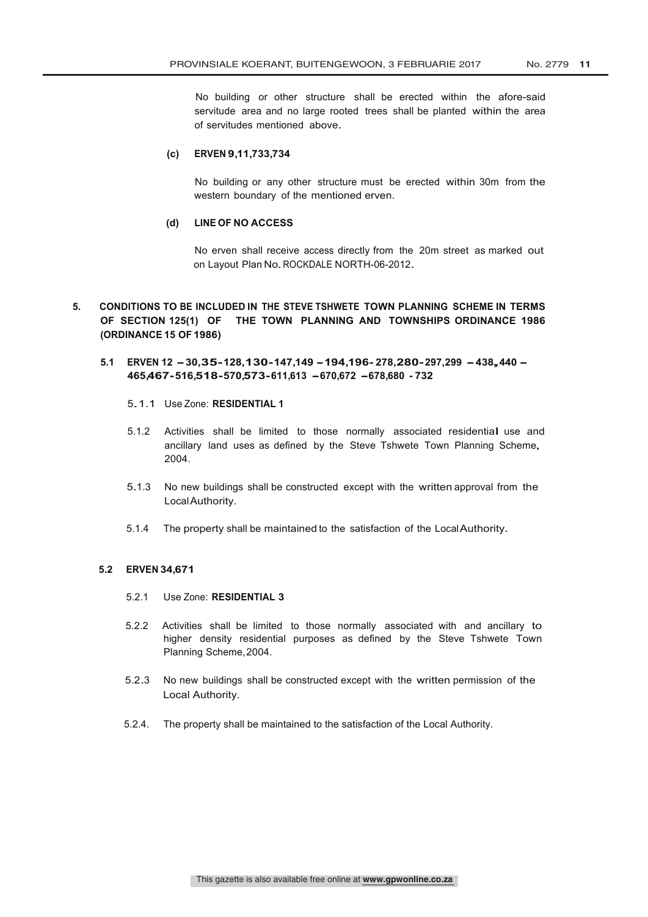No building or other structure shall be erected within the afore-said servitude area and no large rooted trees shall be planted within the area of servitudes mentioned above.

**(c) ERVEN 9,11,733,734**

No building or any other structure must be erected within 30m from the western boundary of the mentioned erven.

**(d) LINE OF NO ACCESS**

No erven shall receive access directly from the 20m street as marked out on Layout Plan No. ROCKDALE NORTH-06-2012.

**5. CONDITIONS TO BE INCLUDED IN THE STEVE TSHWETE TOWN PLANNING SCHEME IN TERMS OF SECTION 125(1) OF THE TOWN PLANNING AND TOWNSHIPS ORDINANCE 1986 (ORDINANCE 15 OF 1986)**

**5.1 ERVEN 12 – 30,35-128,130-147,149 – 194,196-278,280-297,299 – 438, 440 – 465,467-516,518-570,573-611,613 – 670,672 – 678,680 - 732**

5.1.1 Use Zone: **RESIDENTIAL 1**

5.1.2 Activities shall be limited to those normally associated residential use and ancillary land uses as defined by the Steve Tshwete Town Planning Scheme, 2004.

5.1.3 No new buildings shall be constructed except with the written approval from the Local Authority.

5.1.4 The property shall be maintained to the satisfaction of the Local Authority.

**5.2 ERVEN 34,671**

5.2.1 Use Zone: **RESIDENTIAL 3**

5.2.2 Activities shall be limited to those normally associated with and ancillary to higher density residential purposes as defined by the Steve Tshwete Town Planning Scheme, 2004.

5.2.3 No new buildings shall be constructed except with the written permission of the Local Authority.

5.2.4. The property shall be maintained to the satisfaction of the Local Authority.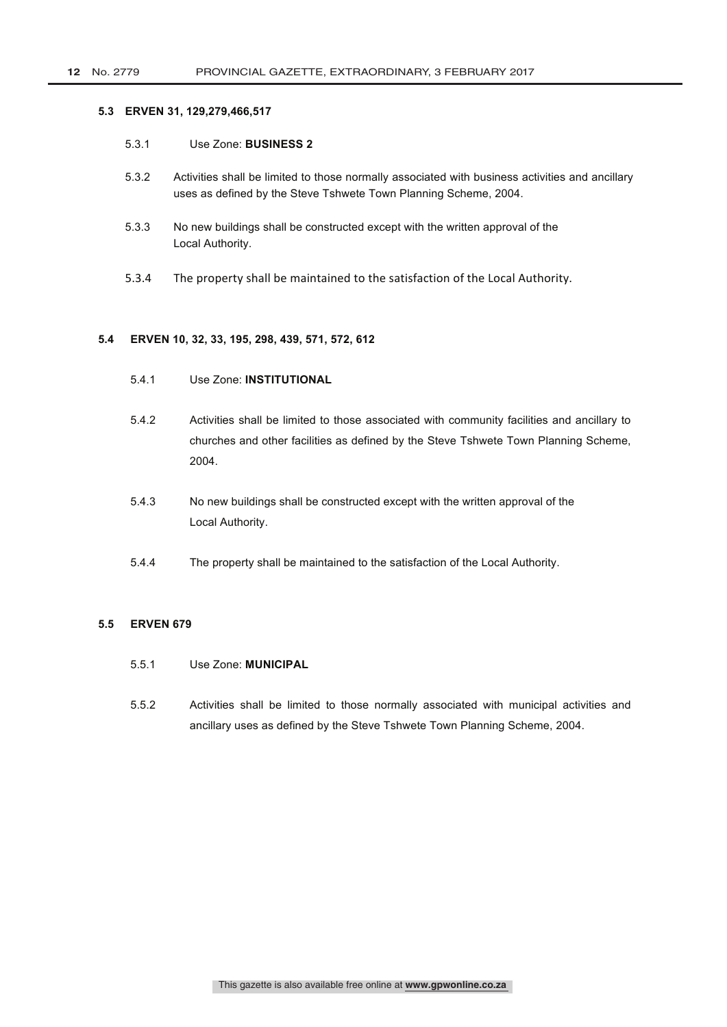**5.3 ERVEN 31, 129,279,466,517**

5.3.1 Use Zone: **BUSINESS 2**

5.3.2 Activities shall be limited to those normally associated with business activities and ancillary uses as defined by the Steve Tshwete Town Planning Scheme, 2004.

5.3.3 No new buildings shall be constructed except with the written approval of the Local Authority.

5.3.4 The property shall be maintained to the satisfaction of the Local Authority.

**5.4 ERVEN 10, 32, 33, 195, 298, 439, 571, 572, 612**

5.4.1 Use Zone: **INSTITUTIONAL**

5.4.2 Activities shall be limited to those associated with community facilities and ancillary to churches and other facilities as defined by the Steve Tshwete Town Planning Scheme, 2004.

5.4.3 No new buildings shall be constructed except with the written approval of the Local Authority.

5.4.4 The property shall be maintained to the satisfaction of the Local Authority.

**5.5 ERVEN 679**

5.5.1 Use Zone: **MUNICIPAL**

5.5.2 Activities shall be limited to those normally associated with municipal activities and ancillary uses as defined by the Steve Tshwete Town Planning Scheme, 2004.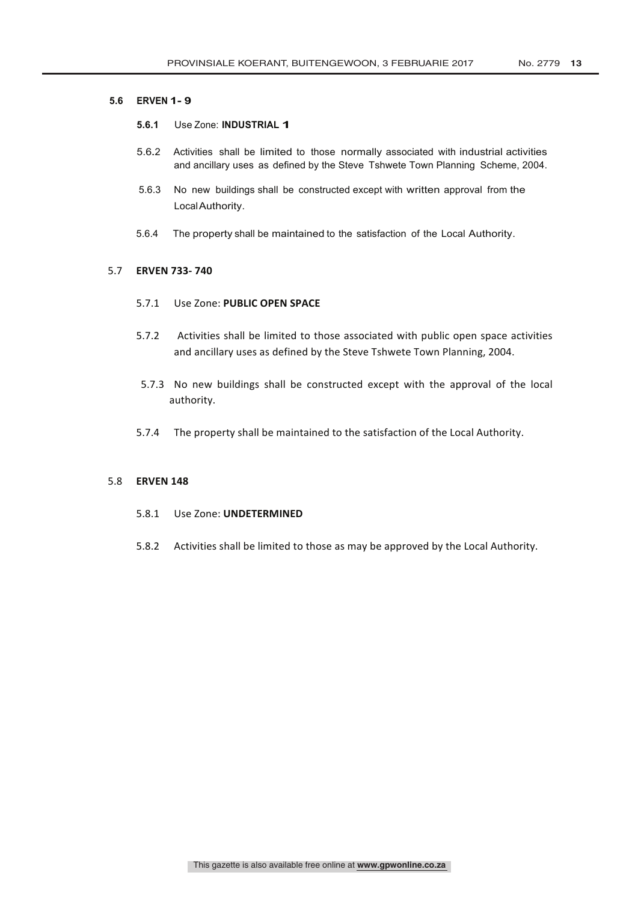**5.6 ERVEN 1- 9**

**5.6.1** Use Zone: **INDUSTRIAL 1**

5.6.2 Activities shall be limited to those normally associated with industrial activities and ancillary uses as defined by the Steve Tshwete Town Planning Scheme, 2004.

5.6.3 No new buildings shall be constructed except with written approval from the Local Authority.

5.6.4 The property shall be maintained to the satisfaction of the Local Authority.

5.7 **ERVEN 733- 740**

5.7.1 Use Zone: **PUBLIC OPEN SPACE**

5.7.2 Activities shall be limited to those associated with public open space activities and ancillary uses as defined by the Steve Tshwete Town Planning, 2004.

5.7.3 No new buildings shall be constructed except with the approval of the local authority.

5.7.4 The property shall be maintained to the satisfaction of the Local Authority.

5.8 **ERVEN 148**

5.8.1 Use Zone: **UNDETERMINED**

5.8.2 Activities shall be limited to those as may be approved by the Local Authority.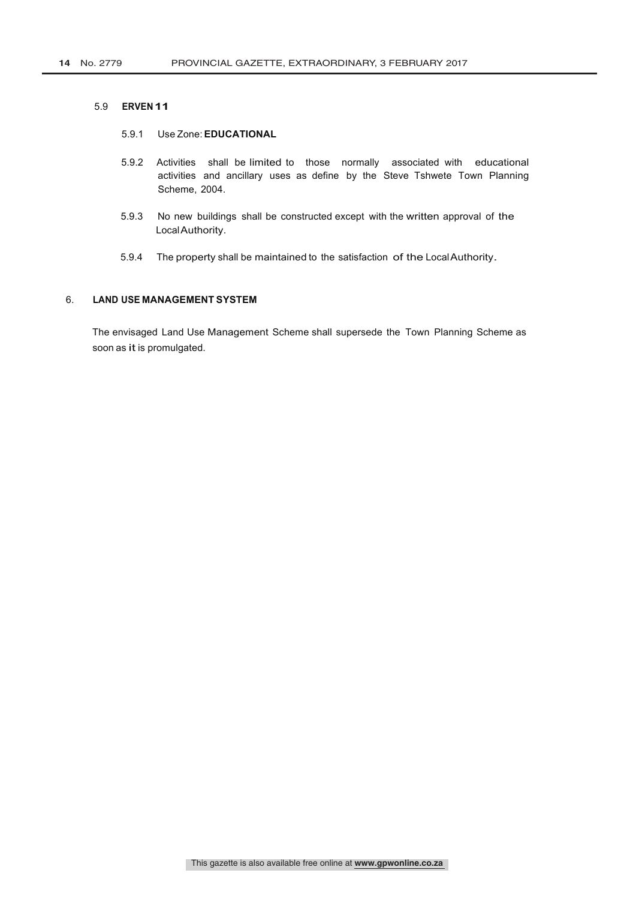5.9 **ERVEN 11**

5.9.1 Use Zone: **EDUCATIONAL**

5.9.2 Activities shall be limited to those normally associated with educational activities and ancillary uses as define by the Steve Tshwete Town Planning Scheme, 2004.

5.9.3 No new buildings shall be constructed except with the written approval of the Local Authority.

5.9.4 The property shall be maintained to the satisfaction of the Local Authority.

6. **LAND USE MANAGEMENT SYSTEM**

The envisaged Land Use Management Scheme shall supersede the Town Planning Scheme as soon as it is promulgated.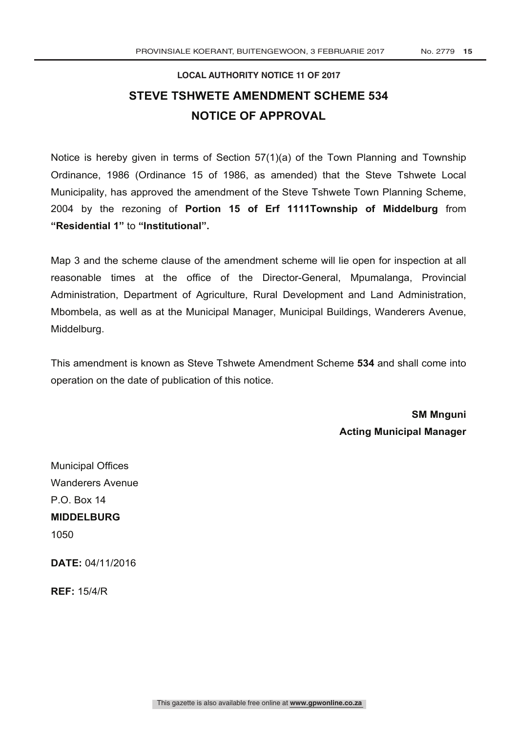### LOCAL AUTHORITY NOTICE 11 OF 2017

## STEVE TSHWETE AMENDMENT SCHEME 534

## NOTICE OF APPROVAL

Notice is hereby given in terms of Section 57(1)(a) of the Town Planning and Township Ordinance, 1986 (Ordinance 15 of 1986, as amended) that the Steve Tshwete Local Municipality, has approved the amendment of the Steve Tshwete Town Planning Scheme, 2004 by the rezoning of **Portion 15 of Erf 1111Township of Middelburg** from **"Residential 1"** to **"Institutional".**

Map 3 and the scheme clause of the amendment scheme will lie open for inspection at all reasonable times at the office of the Director-General, Mpumalanga, Provincial Administration, Department of Agriculture, Rural Development and Land Administration, Mbombela, as well as at the Municipal Manager, Municipal Buildings, Wanderers Avenue, Middelburg.

This amendment is known as Steve Tshwete Amendment Scheme **534** and shall come into operation on the date of publication of this notice.

**SM Mnguni**
**Acting Municipal Manager**

Municipal Offices
Wanderers Avenue
P.O. Box 14
**MIDDELBURG**
1050

**DATE:** 04/11/2016

**REF:** 15/4/R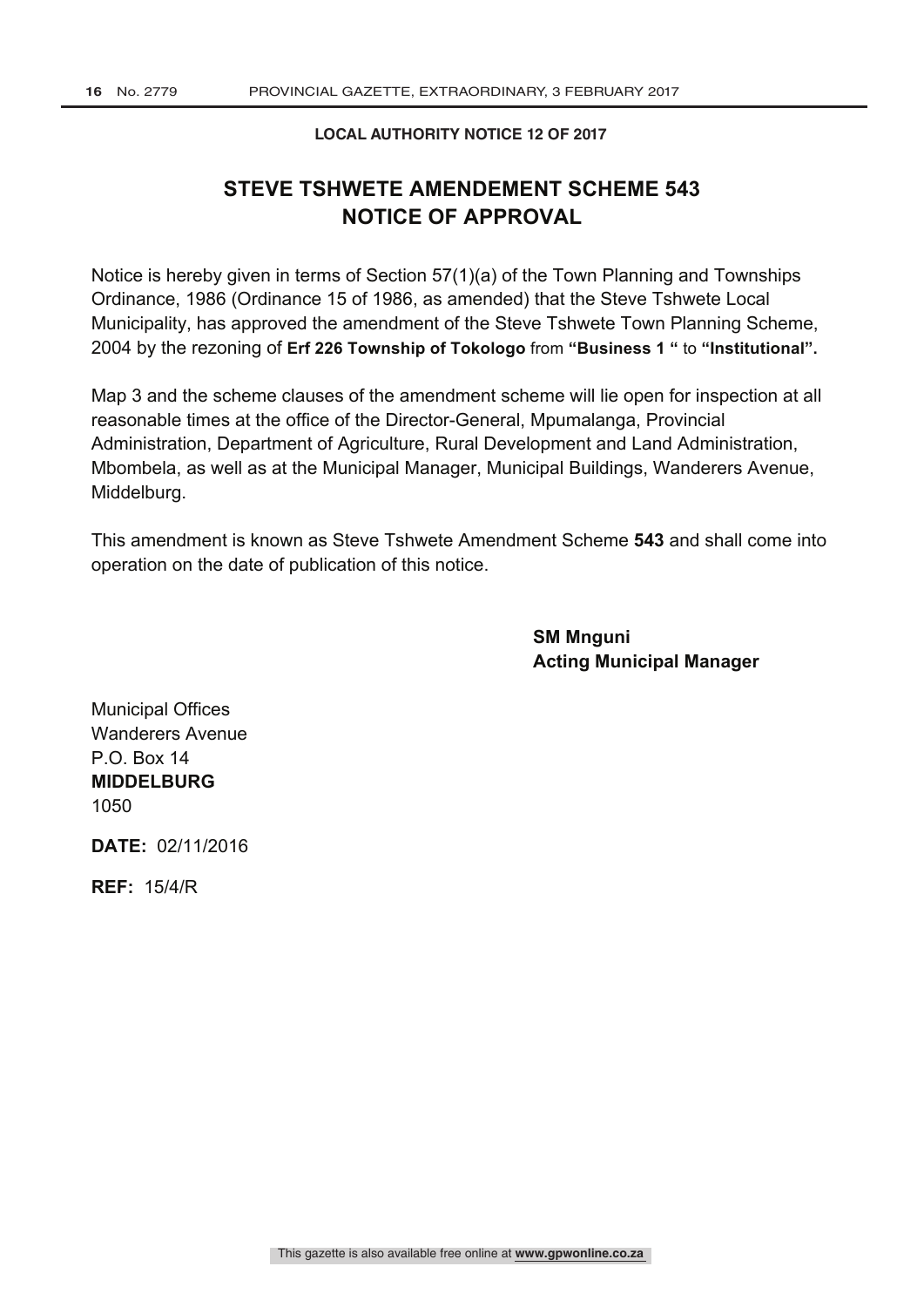**LOCAL AUTHORITY NOTICE 12 OF 2017**

## STEVE TSHWETE AMENDEMENT SCHEME 543
## NOTICE OF APPROVAL

Notice is hereby given in terms of Section 57(1)(a) of the Town Planning and Townships Ordinance, 1986 (Ordinance 15 of 1986, as amended) that the Steve Tshwete Local Municipality, has approved the amendment of the Steve Tshwete Town Planning Scheme, 2004 by the rezoning of **Erf 226 Township of Tokologo** from **"Business 1 "** to **"Institutional".**

Map 3 and the scheme clauses of the amendment scheme will lie open for inspection at all reasonable times at the office of the Director-General, Mpumalanga, Provincial Administration, Department of Agriculture, Rural Development and Land Administration, Mbombela, as well as at the Municipal Manager, Municipal Buildings, Wanderers Avenue, Middelburg.

This amendment is known as Steve Tshwete Amendment Scheme **543** and shall come into operation on the date of publication of this notice.

**SM Mnguni**
**Acting Municipal Manager**

Municipal Offices
Wanderers Avenue
P.O. Box 14
**MIDDELBURG**
1050

**DATE:** 02/11/2016

**REF:** 15/4/R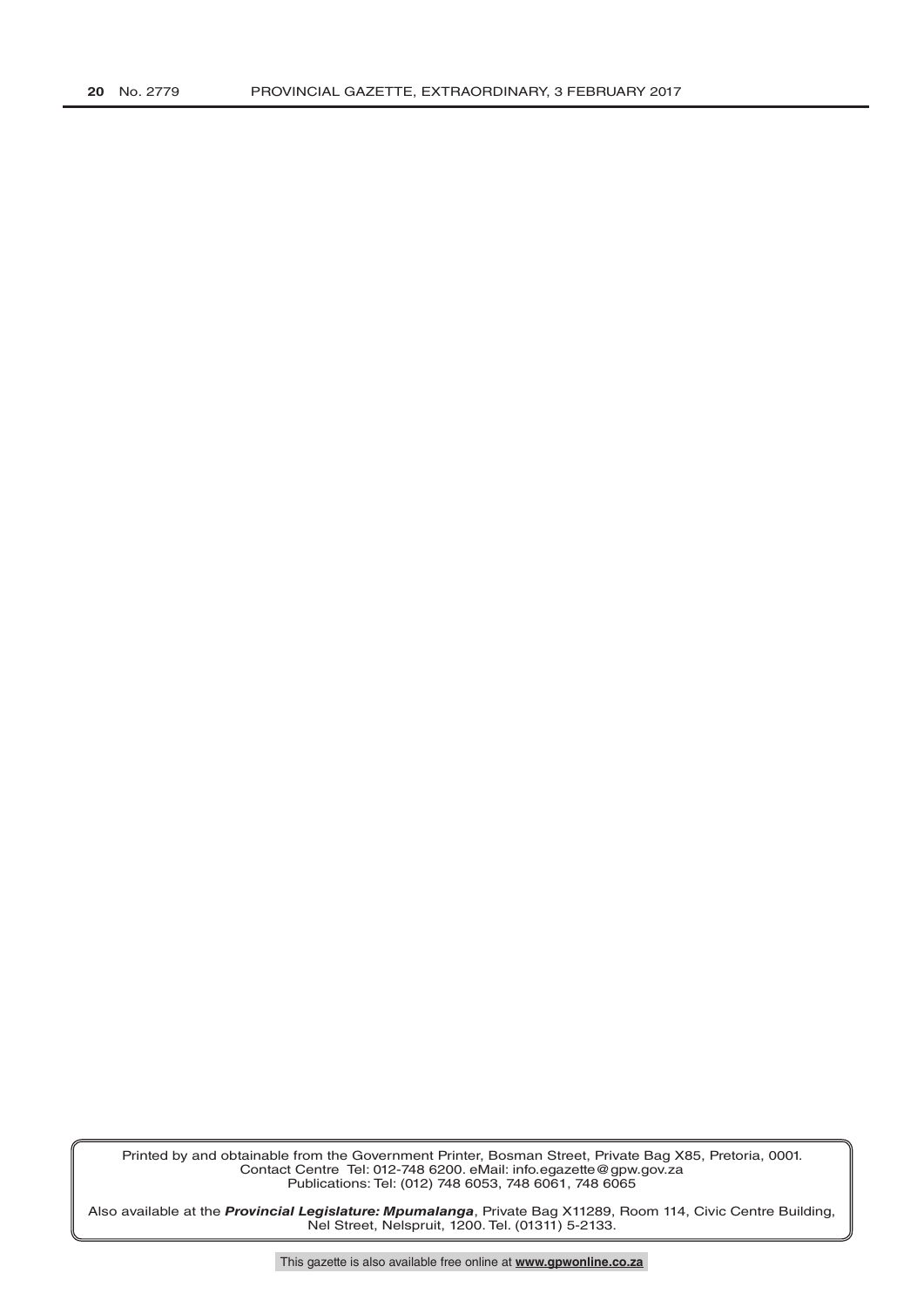Printed by and obtainable from the Government Printer, Bosman Street, Private Bag X85, Pretoria, 0001.
Contact Centre Tel: 012-748 6200. eMail: info.egazette@gpw.gov.za
Publications: Tel: (012) 748 6053, 748 6061, 748 6065

Also available at the ***Provincial Legislature: Mpumalanga***, Private Bag X11289, Room 114, Civic Centre Building, Nel Street, Nelspruit, 1200. Tel. (01311) 5-2133.

This gazette is also available free online at **www.gpwonline.co.za**